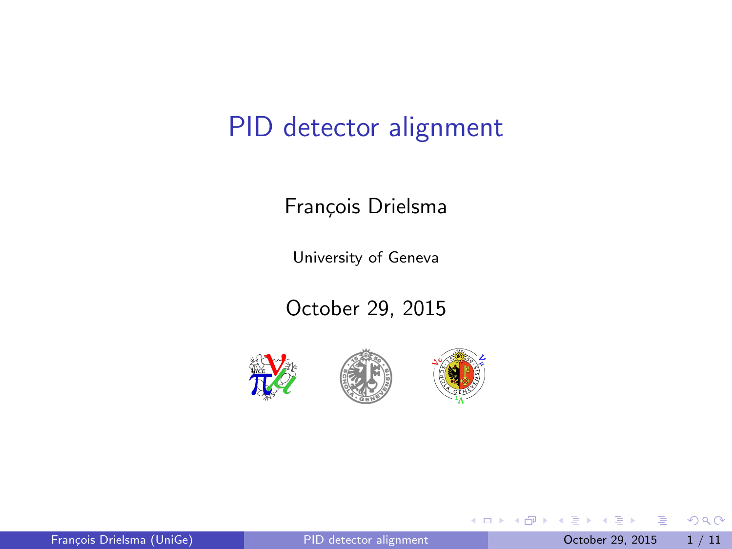# PID detector alignment

François Drielsma

University of Geneva

October 29, 2015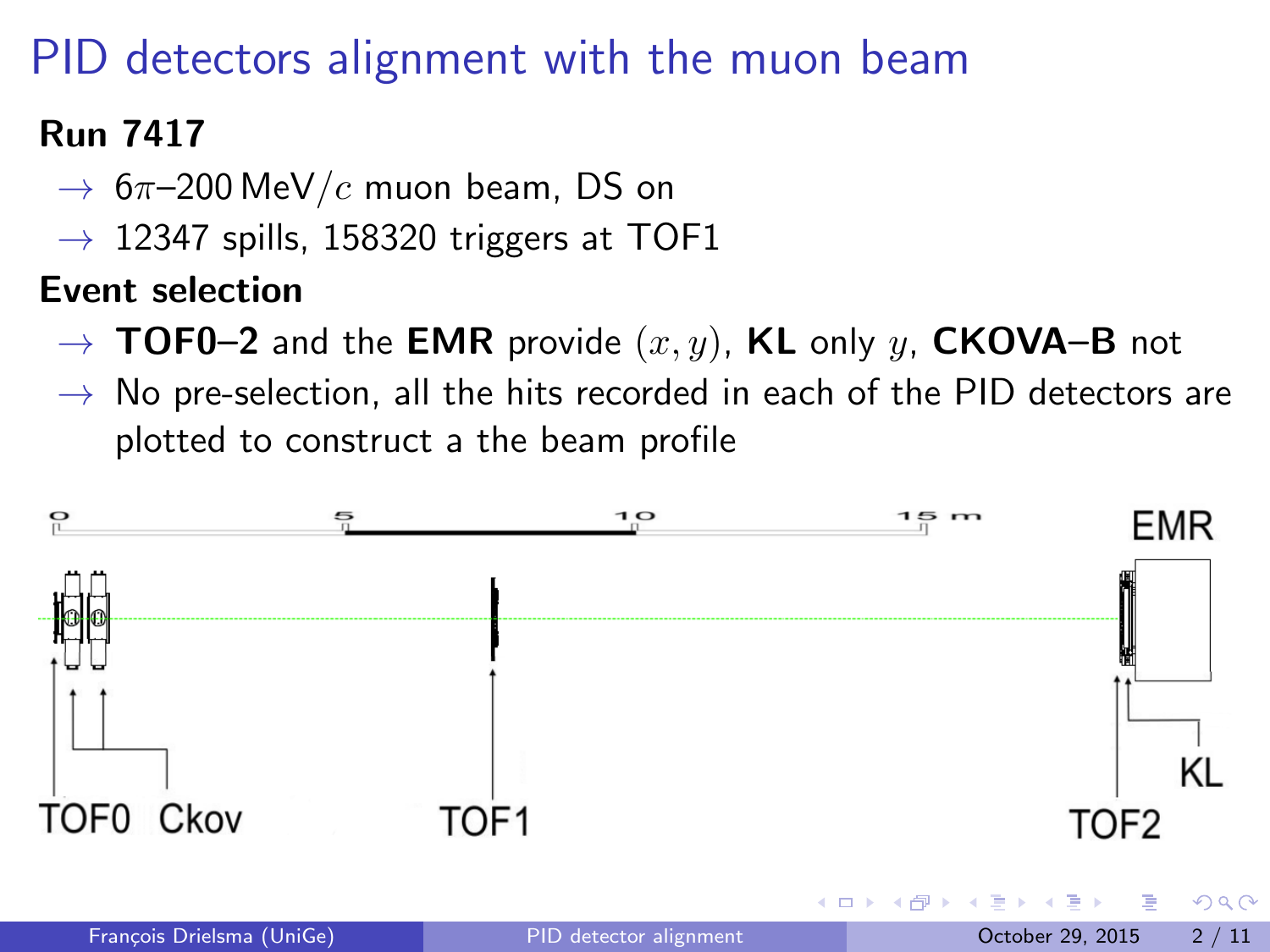# PID detectors alignment with the muon beam

**Run 7417**

- → $6\pi$–200 MeV/$c$ muon beam, DS on
- → 12347 spills, 158320 triggers at TOF1

**Event selection**

- → **TOF0–2** and the **EMR** provide $(x, y)$, **KL** only $y$, **CKOVA–B** not
- → No pre-selection, all the hits recorded in each of the PID detectors are plotted to construct a the beam profile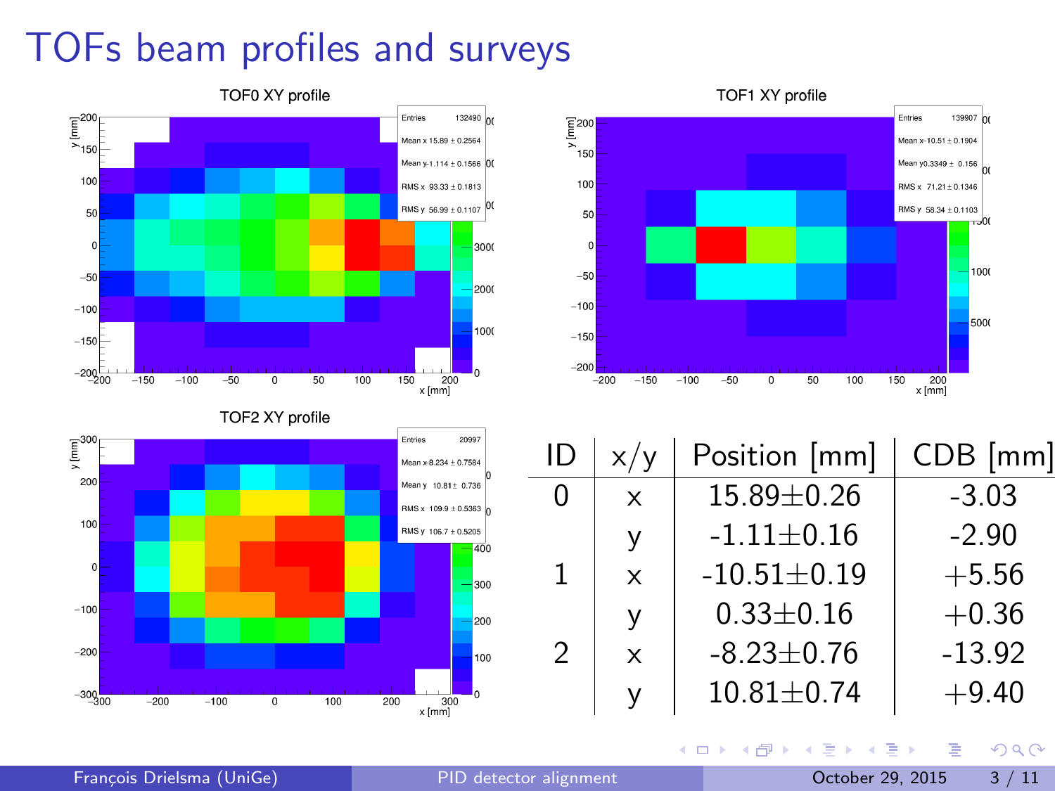# TOFs beam profiles and surveys

| ID | x/y | Position [mm] | CDB [mm] |
|---|---|---|---|
| 0 | x | $15.89 \pm 0.26$ | -3.03 |
| | y | $-1.11 \pm 0.16$ | -2.90 |
| 1 | x | $-10.51 \pm 0.19$ | +5.56 |
| | y | $0.33 \pm 0.16$ | +0.36 |
| 2 | x | $-8.23 \pm 0.76$ | -13.92 |
| | y | $10.81 \pm 0.74$ | +9.40 |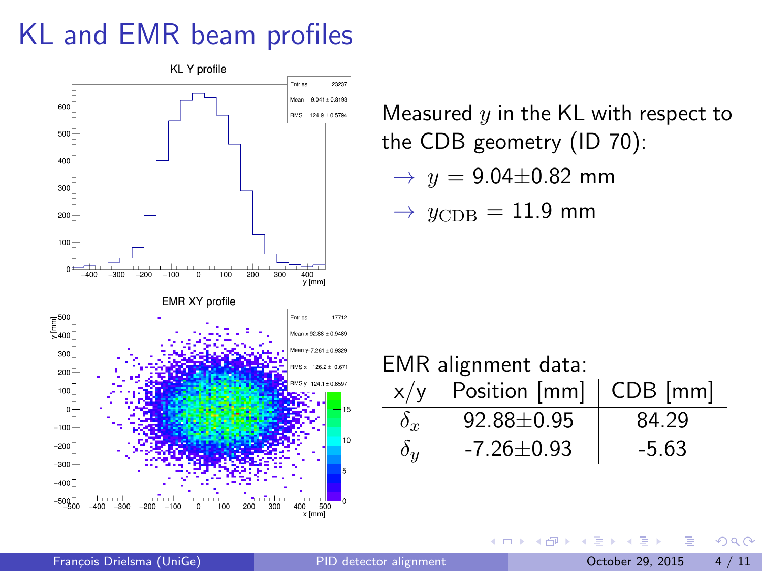# KL and EMR beam profiles

Measured $y$ in the KL with respect to the CDB geometry (ID 70):

- $\rightarrow$ $y = 9.04 \pm 0.82$ mm
- $\rightarrow$ $y_{\text{CDB}} = 11.9$ mm

EMR alignment data:

| x/y | Position [mm] | CDB [mm] |
|---|---|---|
| $\delta_x$ | 92.88±0.95 | 84.29 |
| $\delta_y$ | -7.26±0.93 | -5.63 |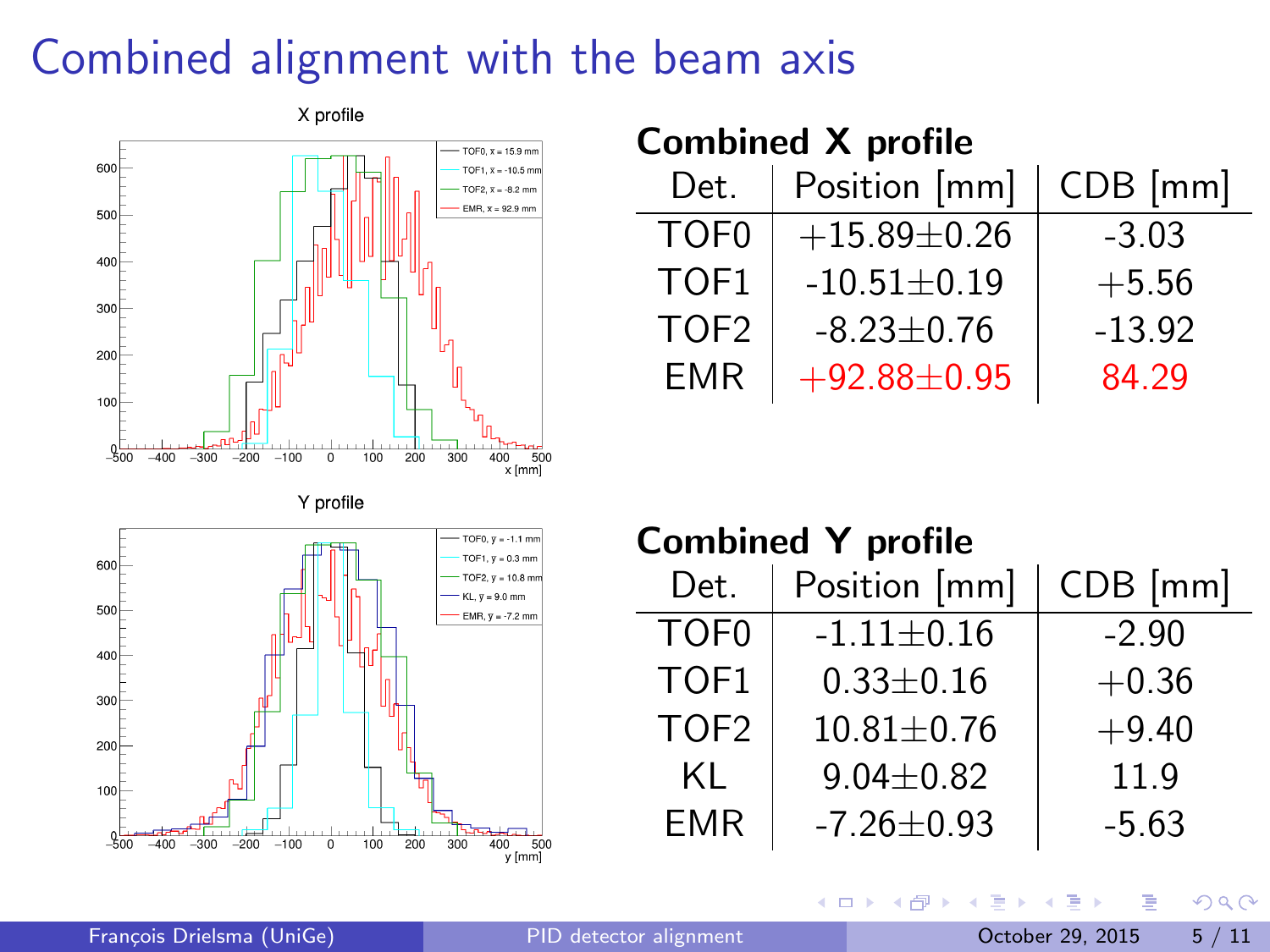# Combined alignment with the beam axis

X profile

| | |
|---|---|
| TOF0, $\bar{x}$ = 15.9 mm | |
| TOF1, $\bar{x}$ = -10.5 mm | |
| TOF2, $\bar{x}$ = -8.2 mm | |
| EMR, $\bar{x}$ = 92.9 mm | |

Y profile

| | |
|---|---|
| TOF0, $\bar{y}$ = -1.1 mm | |
| TOF1, $\bar{y}$ = 0.3 mm | |
| TOF2, $\bar{y}$ = 10.8 mm | |
| KL, $\bar{y}$ = 9.0 mm | |
| EMR, $\bar{y}$ = -7.2 mm | |

**Combined X profile**

| Det. | Position [mm] | CDB [mm] |
|---|---|---|
| TOF0 | $+15.89 \pm 0.26$ | -3.03 |
| TOF1 | $-10.51 \pm 0.19$ | +5.56 |
| TOF2 | $-8.23 \pm 0.76$ | -13.92 |
| EMR | $+92.88 \pm 0.95$ | 84.29 |

**Combined Y profile**

| Det. | Position [mm] | CDB [mm] |
|---|---|---|
| TOF0 | $-1.11 \pm 0.16$ | -2.90 |
| TOF1 | $0.33 \pm 0.16$ | +0.36 |
| TOF2 | $10.81 \pm 0.76$ | +9.40 |
| KL | $9.04 \pm 0.82$ | 11.9 |
| EMR | $-7.26 \pm 0.93$ | -5.63 |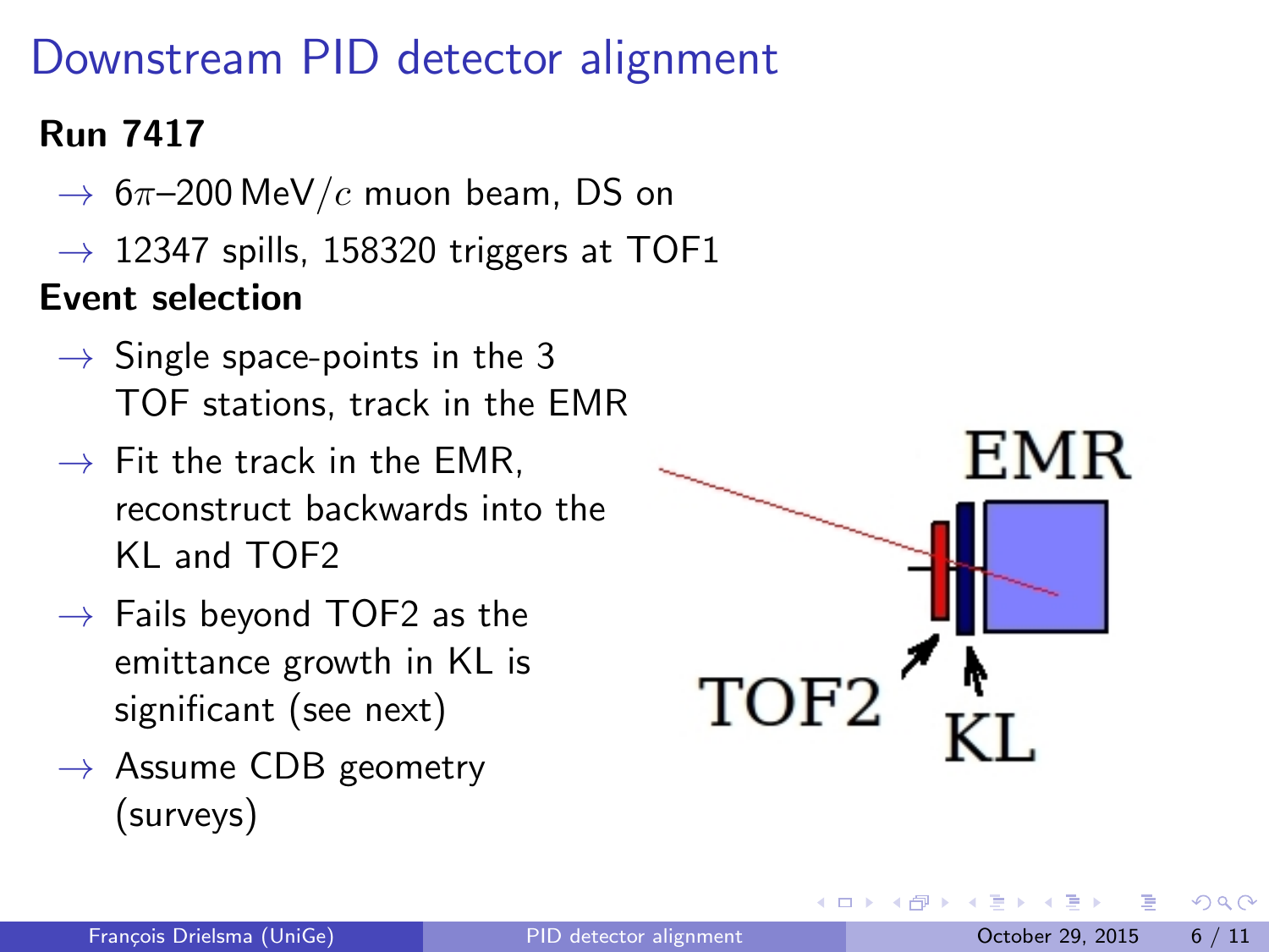# Downstream PID detector alignment

**Run 7417**

- → $6\pi$–200 MeV/$c$ muon beam, DS on
- → 12347 spills, 158320 triggers at TOF1

**Event selection**

- → Single space-points in the 3 TOF stations, track in the EMR
- → Fit the track in the EMR, reconstruct backwards into the KL and TOF2
- → Fails beyond TOF2 as the emittance growth in KL is significant (see next)
- → Assume CDB geometry (surveys)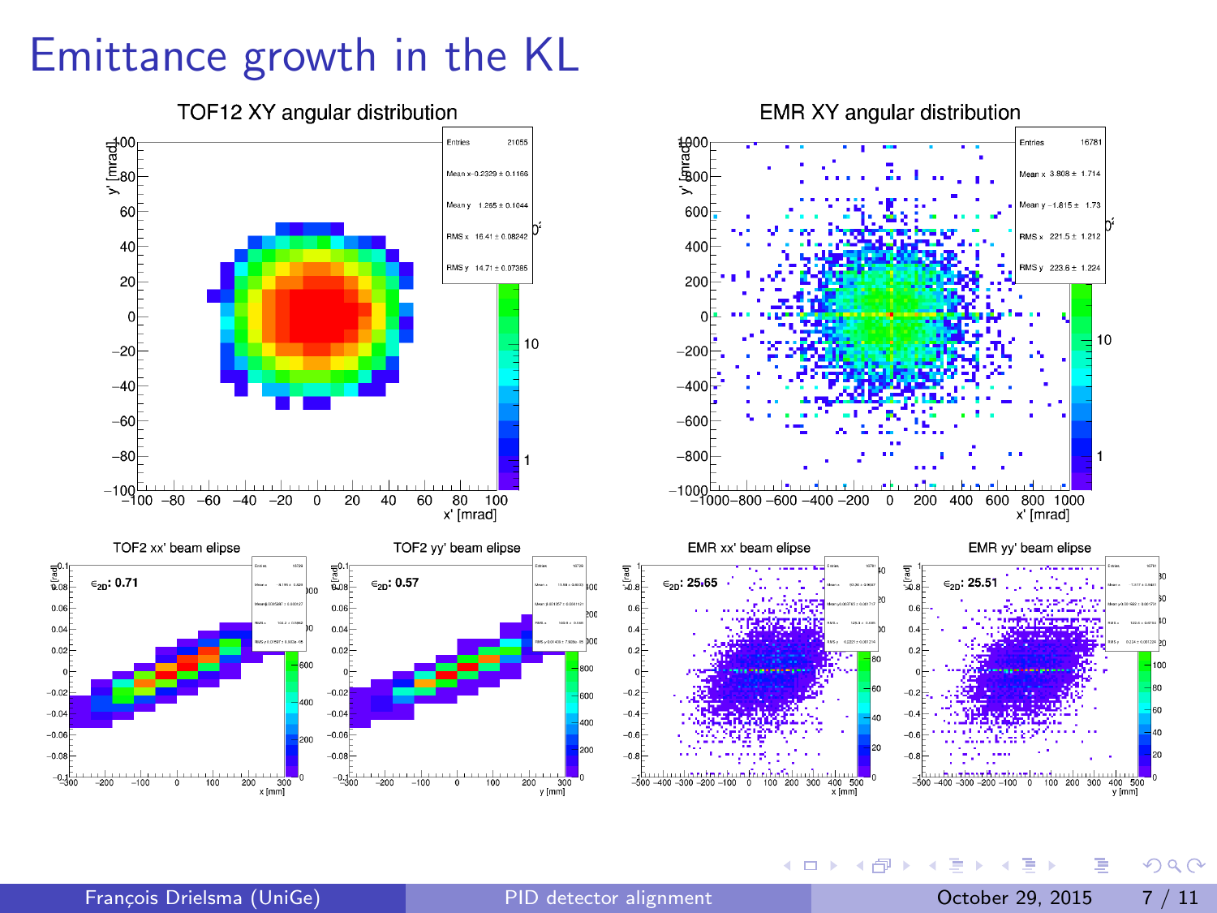# Emittance growth in the KL

TOF12 XY angular distribution

| | |
|---|---|
| Entries | 21055 |
| Mean x | -0.2329 ± 0.1166 |
| Mean y | 1.285 ± 0.1044 |
| RMS x | 16.41 ± 0.08242 |
| RMS y | 14.71 ± 0.07385 |

EMR XY angular distribution

| | |
|---|---|
| Entries | 16781 |
| Mean x | 3.808 ± 1.714 |
| Mean y | -1.815 ± 1.73 |
| RMS x | 221.5 ± 1.212 |
| RMS y | 223.6 ± 1.224 |

TOF2 xx' beam elipse: $\epsilon_{2D}$: 0.71

TOF2 yy' beam elipse: $\epsilon_{2D}$: 0.57

EMR xx' beam elipse: $\epsilon_{2D}$: 25.65

EMR yy' beam elipse: $\epsilon_{2D}$: 25.51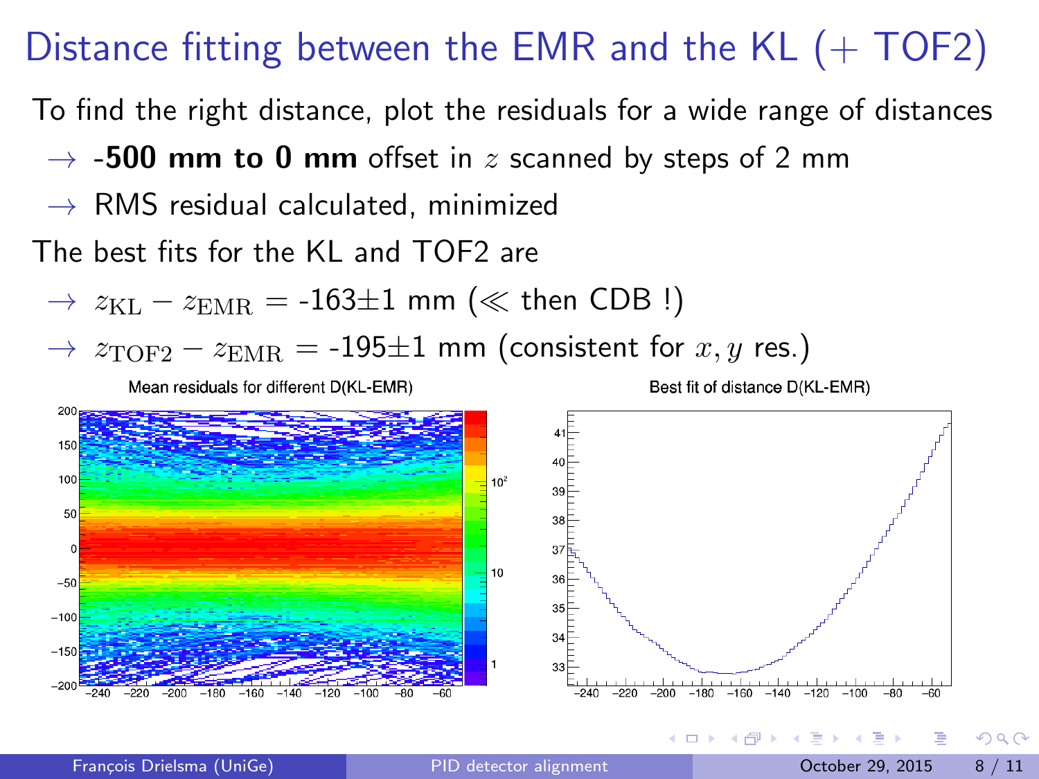# Distance fitting between the EMR and the KL (+ TOF2)

To find the right distance, plot the residuals for a wide range of distances

- → **-500 mm to 0 mm** offset in $z$ scanned by steps of 2 mm
- → RMS residual calculated, minimized

The best fits for the KL and TOF2 are

- → $z_{\mathrm{KL}} - z_{\mathrm{EMR}}$ = -163±1 mm ($\ll$ then CDB !)
- → $z_{\mathrm{TOF2}} - z_{\mathrm{EMR}}$ = -195±1 mm (consistent for $x, y$ res.)

Mean residuals for different D(KL-EMR)

Best fit of distance D(KL-EMR)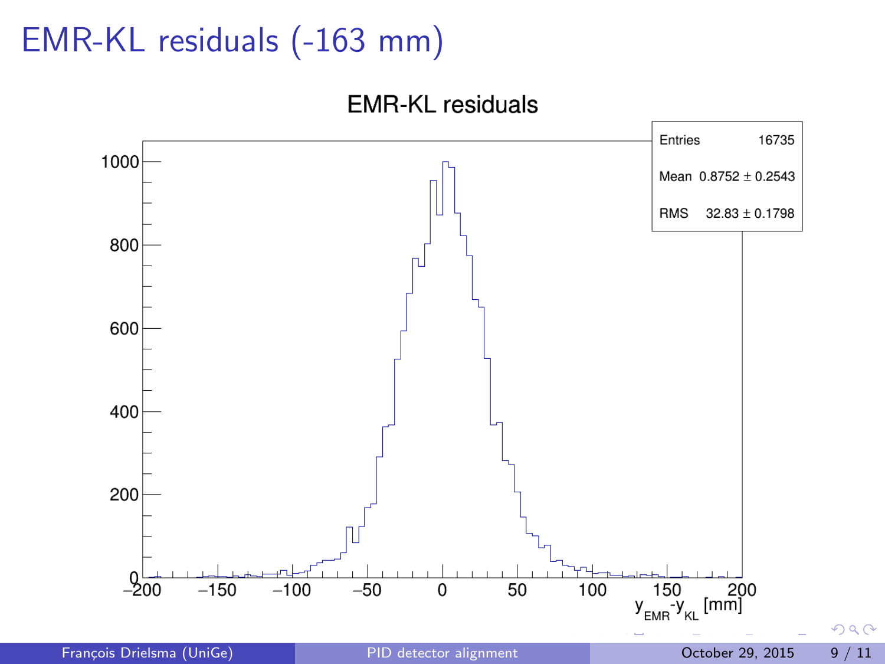# EMR-KL residuals (-163 mm)

EMR-KL residuals

| Entries | 16735 |
| --- | --- |
| Mean | 0.8752 ± 0.2543 |
| RMS | 32.83 ± 0.1798 |

$y_{EMR}$-$y_{KL}$ [mm]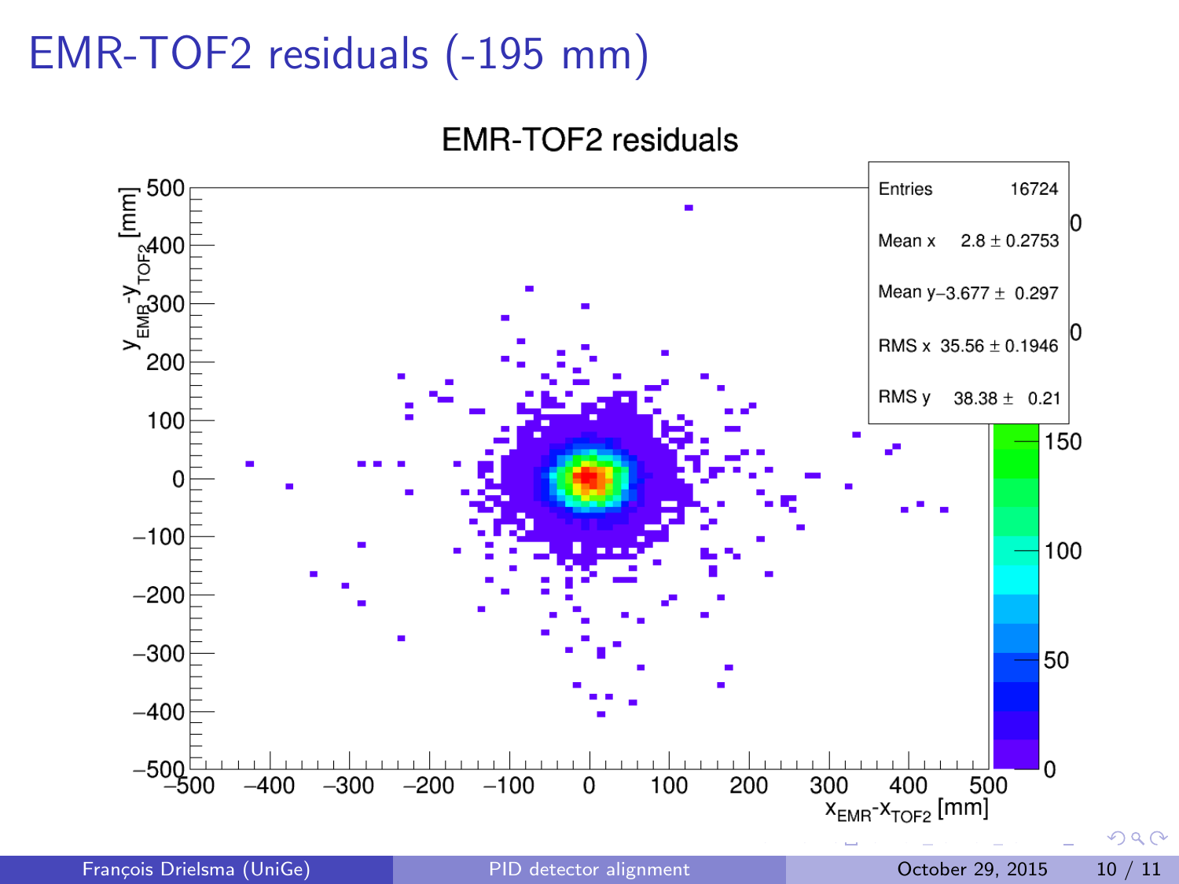# EMR-TOF2 residuals (-195 mm)

EMR-TOF2 residuals

| Entries | 16724 |
|---|---|
| Mean x | 2.8 ± 0.2753 |
| Mean y | −3.677 ± 0.297 |
| RMS x | 35.56 ± 0.1946 |
| RMS y | 38.38 ± 0.21 |

$y_{EMR}-y_{TOF2}$ [mm]

$x_{EMR}-x_{TOF2}$ [mm]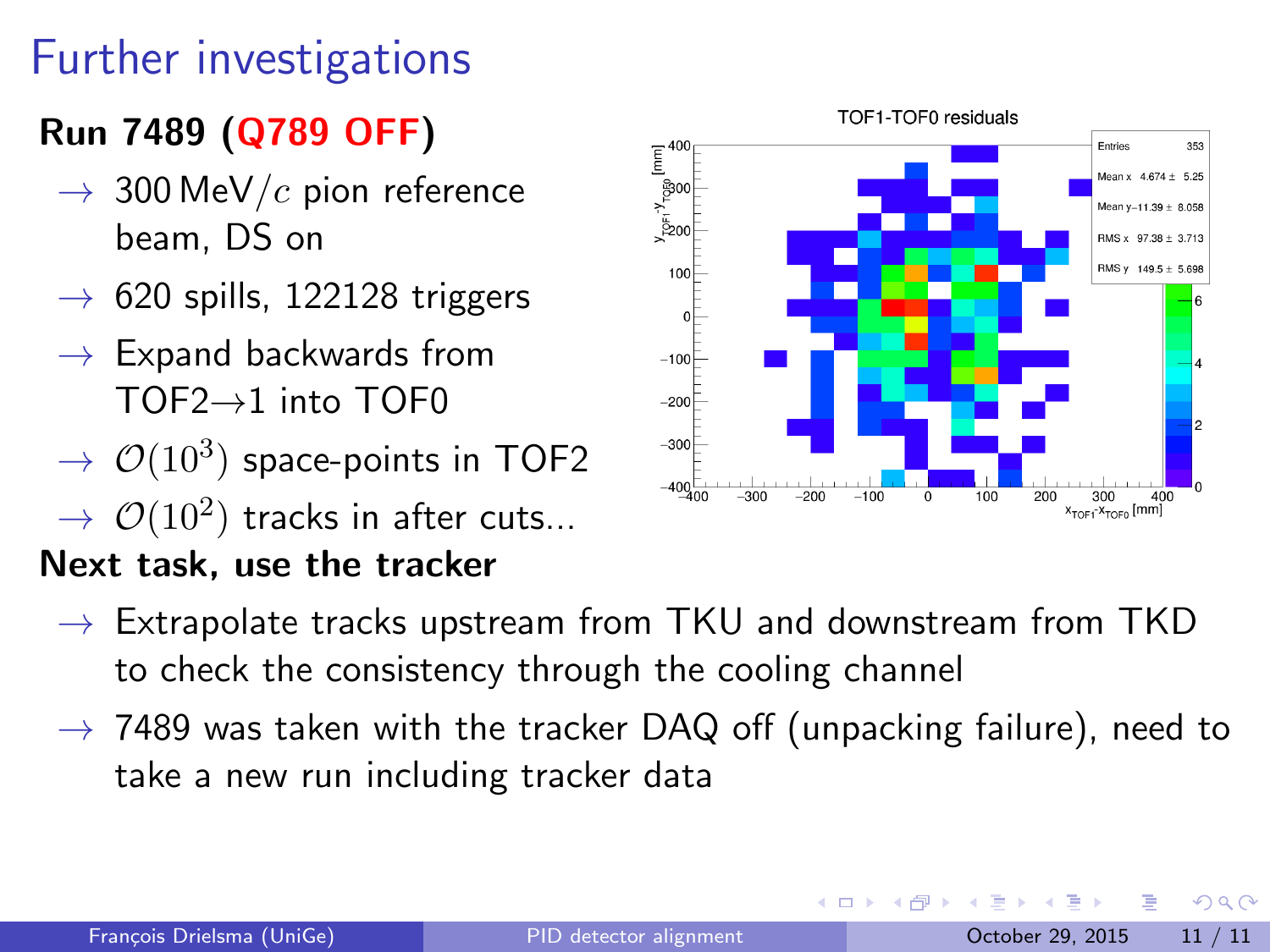# Further investigations

**Run 7489 (Q789 OFF)**

- → 300 MeV/$c$ pion reference beam, DS on
- → 620 spills, 122128 triggers
- → Expand backwards from TOF2→1 into TOF0
- → $\mathcal{O}(10^3)$ space-points in TOF2
- → $\mathcal{O}(10^2)$ tracks in after cuts...

TOF1-TOF0 residuals

Entries 353
Mean x 4.674 ± 5.25
Mean y −11.39 ± 8.058
RMS x 97.38 ± 3.713
RMS y 149.5 ± 5.698

$y_{TOF1}-y_{TOF0}$ [mm]

$x_{TOF1}-x_{TOF0}$ [mm]

−400 −300 −200 −100 0 100 200 300 400

0 2 4 6

**Next task, use the tracker**

- → Extrapolate tracks upstream from TKU and downstream from TKD to check the consistency through the cooling channel
- → 7489 was taken with the tracker DAQ off (unpacking failure), need to take a new run including tracker data